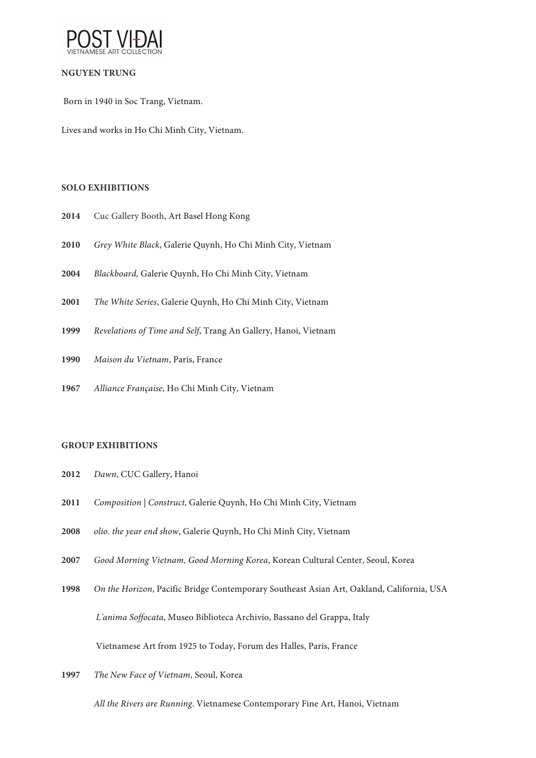POST VIĐAI
VIETNAMESE ART COLLECTION

**NGUYEN TRUNG**

Born in 1940 in Soc Trang, Vietnam.

Lives and works in Ho Chi Minh City, Vietnam.

**SOLO EXHIBITIONS**

**2014** Cuc Gallery Booth, Art Basel Hong Kong

**2010** *Grey White Black*, Galerie Quynh, Ho Chi Minh City, Vietnam

**2004** *Blackboard,* Galerie Quynh, Ho Chi Minh City, Vietnam

**2001** *The White Series*, Galerie Quynh, Ho Chi Minh City, Vietnam

**1999** *Revelations of Time and Self*, Trang An Gallery, Hanoi, Vietnam

**1990** *Maison du Vietnam*, Paris, France

**1967** *Alliance Française*, Ho Chi Minh City, Vietnam

**GROUP EXHIBITIONS**

**2012** *Dawn*, CUC Gallery, Hanoi

**2011** *Composition | Construct*, Galerie Quynh, Ho Chi Minh City, Vietnam

**2008** *olio. the year end show*, Galerie Quynh, Ho Chi Minh City, Vietnam

**2007** *Good Morning Vietnam, Good Morning Korea*, Korean Cultural Center, Seoul, Korea

**1998** *On the Horizon*, Pacific Bridge Contemporary Southeast Asian Art, Oakland, California, USA

*L'anima Soffocata*, Museo Biblioteca Archivio, Bassano del Grappa, Italy

Vietnamese Art from 1925 to Today, Forum des Halles, Paris, France

**1997** *The New Face of Vietnam*, Seoul, Korea

*All the Rivers are Running.* Vietnamese Contemporary Fine Art, Hanoi, Vietnam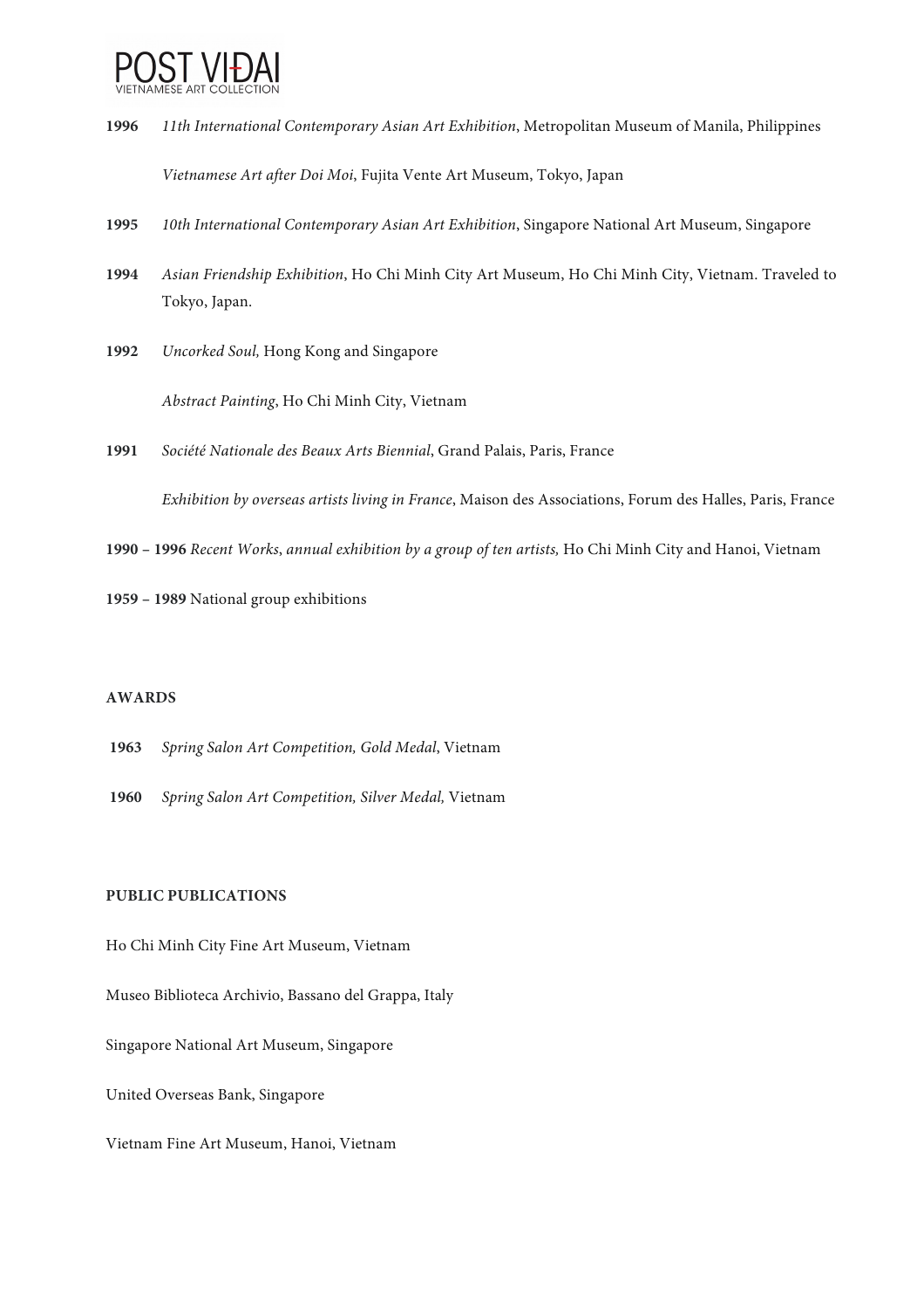**1996** *11th International Contemporary Asian Art Exhibition*, Metropolitan Museum of Manila, Philippines

*Vietnamese Art after Doi Moi*, Fujita Vente Art Museum, Tokyo, Japan

**1995** *10th International Contemporary Asian Art Exhibition*, Singapore National Art Museum, Singapore

**1994** *Asian Friendship Exhibition*, Ho Chi Minh City Art Museum, Ho Chi Minh City, Vietnam. Traveled to Tokyo, Japan.

**1992** *Uncorked Soul,* Hong Kong and Singapore

*Abstract Painting*, Ho Chi Minh City, Vietnam

**1991** *Société Nationale des Beaux Arts Biennial*, Grand Palais, Paris, France

*Exhibition by overseas artists living in France*, Maison des Associations, Forum des Halles, Paris, France

**1990 – 1996** *Recent Works*, *annual exhibition by a group of ten artists,* Ho Chi Minh City and Hanoi, Vietnam

**1959 – 1989** National group exhibitions

**AWARDS**

**1963** *Spring Salon Art Competition, Gold Medal*, Vietnam

**1960** *Spring Salon Art Competition, Silver Medal,* Vietnam

**PUBLIC PUBLICATIONS**

Ho Chi Minh City Fine Art Museum, Vietnam

Museo Biblioteca Archivio, Bassano del Grappa, Italy

Singapore National Art Museum, Singapore

United Overseas Bank, Singapore

Vietnam Fine Art Museum, Hanoi, Vietnam